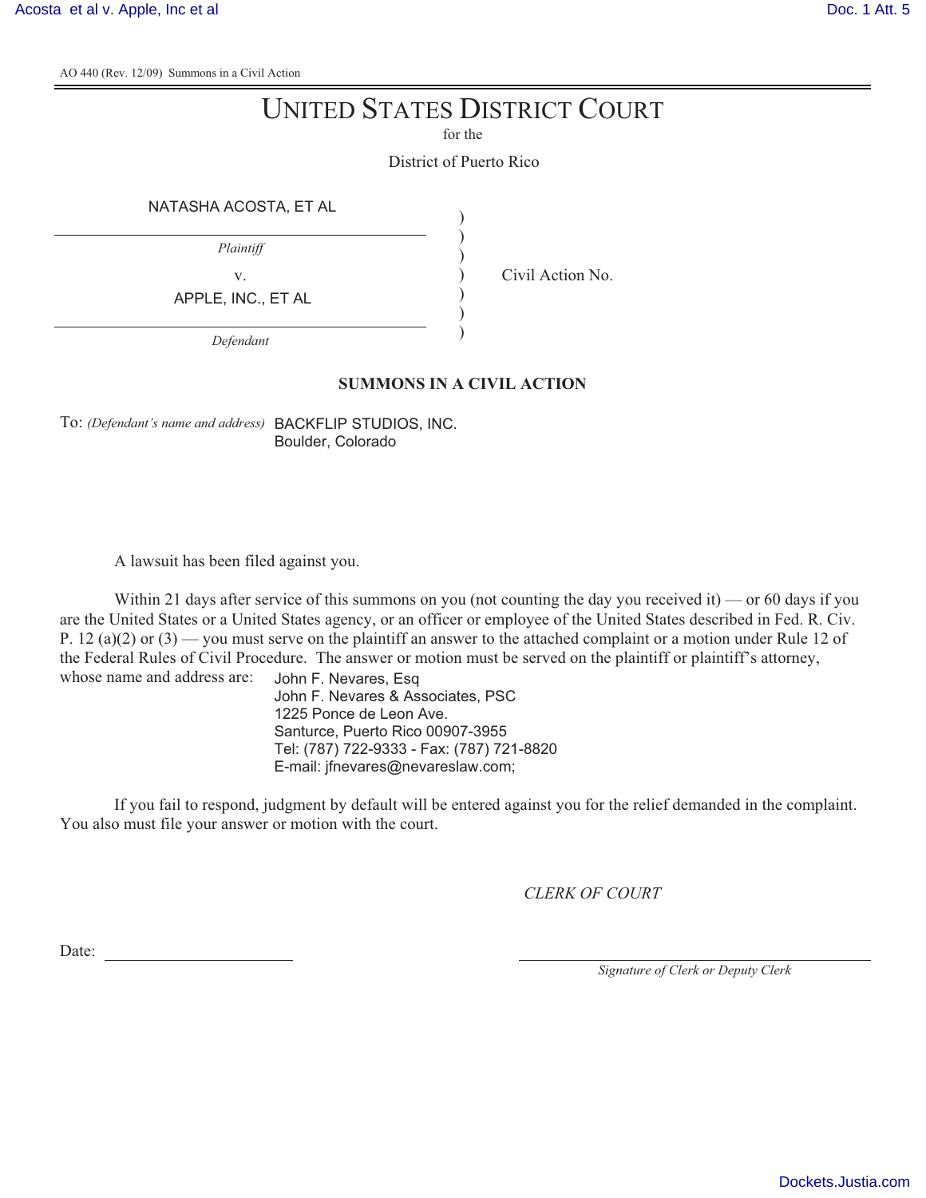AO 440 (Rev. 12/09) Summons in a Civil Action

# UNITED STATES DISTRICT COURT

for the

District of Puerto Rico

| | | |
|---|---|---|
| NATASHA ACOSTA, ET AL | ) | |
| *Plaintiff* | ) | |
| v. | ) | Civil Action No. |
| APPLE, INC., ET AL | ) | |
| *Defendant* | ) | |

**SUMMONS IN A CIVIL ACTION**

To: *(Defendant's name and address)* BACKFLIP STUDIOS, INC.
Boulder, Colorado

A lawsuit has been filed against you.

Within 21 days after service of this summons on you (not counting the day you received it) — or 60 days if you are the United States or a United States agency, or an officer or employee of the United States described in Fed. R. Civ. P. 12 (a)(2) or (3) — you must serve on the plaintiff an answer to the attached complaint or a motion under Rule 12 of the Federal Rules of Civil Procedure. The answer or motion must be served on the plaintiff or plaintiff's attorney, whose name and address are:

John F. Nevares, Esq
John F. Nevares & Associates, PSC
1225 Ponce de Leon Ave.
Santurce, Puerto Rico 00907-3955
Tel: (787) 722-9333 - Fax: (787) 721-8820
E-mail: jfnevares@nevareslaw.com;

If you fail to respond, judgment by default will be entered against you for the relief demanded in the complaint. You also must file your answer or motion with the court.

*CLERK OF COURT*

Date: \_\_\_\_\_\_\_\_\_\_\_\_\_\_\_\_\_\_\_\_

\_\_\_\_\_\_\_\_\_\_\_\_\_\_\_\_\_\_\_\_\_\_\_\_\_\_\_\_\_\_\_\_
*Signature of Clerk or Deputy Clerk*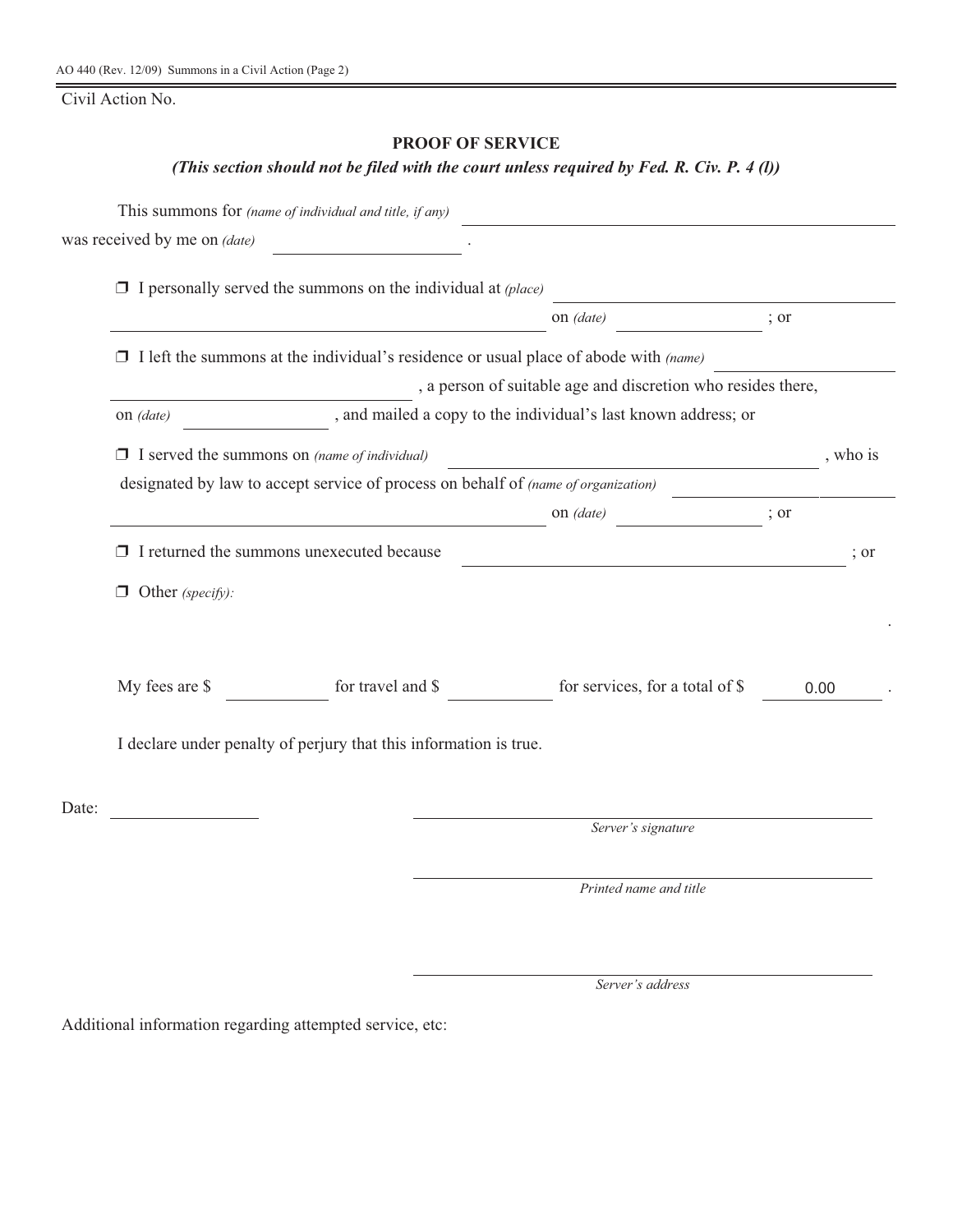Civil Action No.

## PROOF OF SERVICE

***(This section should not be filed with the court unless required by Fed. R. Civ. P. 4 (l))***

This summons for *(name of individual and title, if any)* ______________________________
was received by me on *(date)* ____________________ .

❒ I personally served the summons on the individual at *(place)* ______________________________
______________________________ on *(date)* ______________ ; or

❒ I left the summons at the individual's residence or usual place of abode with *(name)* ______________
______________________________ , a person of suitable age and discretion who resides there,
on *(date)* ______________ , and mailed a copy to the individual's last known address; or

❒ I served the summons on *(name of individual)* ______________________________ , who is
designated by law to accept service of process on behalf of *(name of organization)* ______________
______________________________ on *(date)* ______________ ; or

❒ I returned the summons unexecuted because ______________________________ ; or

❒ Other *(specify):*

.

My fees are $ __________ for travel and $ __________ for services, for a total of $ 0.00 .

I declare under penalty of perjury that this information is true.

Date: ______________

______________________________
*Server's signature*

______________________________
*Printed name and title*

______________________________
*Server's address*

Additional information regarding attempted service, etc: